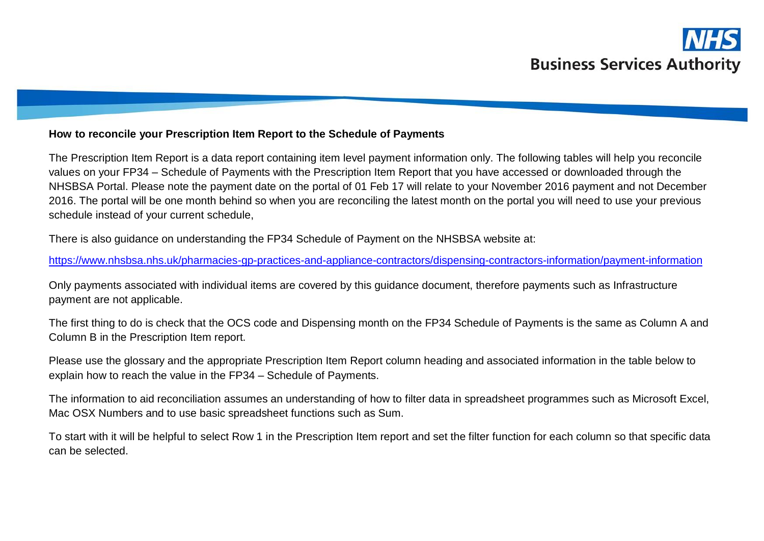**How to reconcile your Prescription Item Report to the Schedule of Payments**

The Prescription Item Report is a data report containing item level payment information only. The following tables will help you reconcile values on your FP34 – Schedule of Payments with the Prescription Item Report that you have accessed or downloaded through the NHSBSA Portal. Please note the payment date on the portal of 01 Feb 17 will relate to your November 2016 payment and not December 2016. The portal will be one month behind so when you are reconciling the latest month on the portal you will need to use your previous schedule instead of your current schedule,

There is also guidance on understanding the FP34 Schedule of Payment on the NHSBSA website at:

https://www.nhsbsa.nhs.uk/pharmacies-gp-practices-and-appliance-contractors/dispensing-contractors-information/payment-information

Only payments associated with individual items are covered by this guidance document, therefore payments such as Infrastructure payment are not applicable.

The first thing to do is check that the OCS code and Dispensing month on the FP34 Schedule of Payments is the same as Column A and Column B in the Prescription Item report.

Please use the glossary and the appropriate Prescription Item Report column heading and associated information in the table below to explain how to reach the value in the FP34 – Schedule of Payments.

The information to aid reconciliation assumes an understanding of how to filter data in spreadsheet programmes such as Microsoft Excel, Mac OSX Numbers and to use basic spreadsheet functions such as Sum.

To start with it will be helpful to select Row 1 in the Prescription Item report and set the filter function for each column so that specific data can be selected.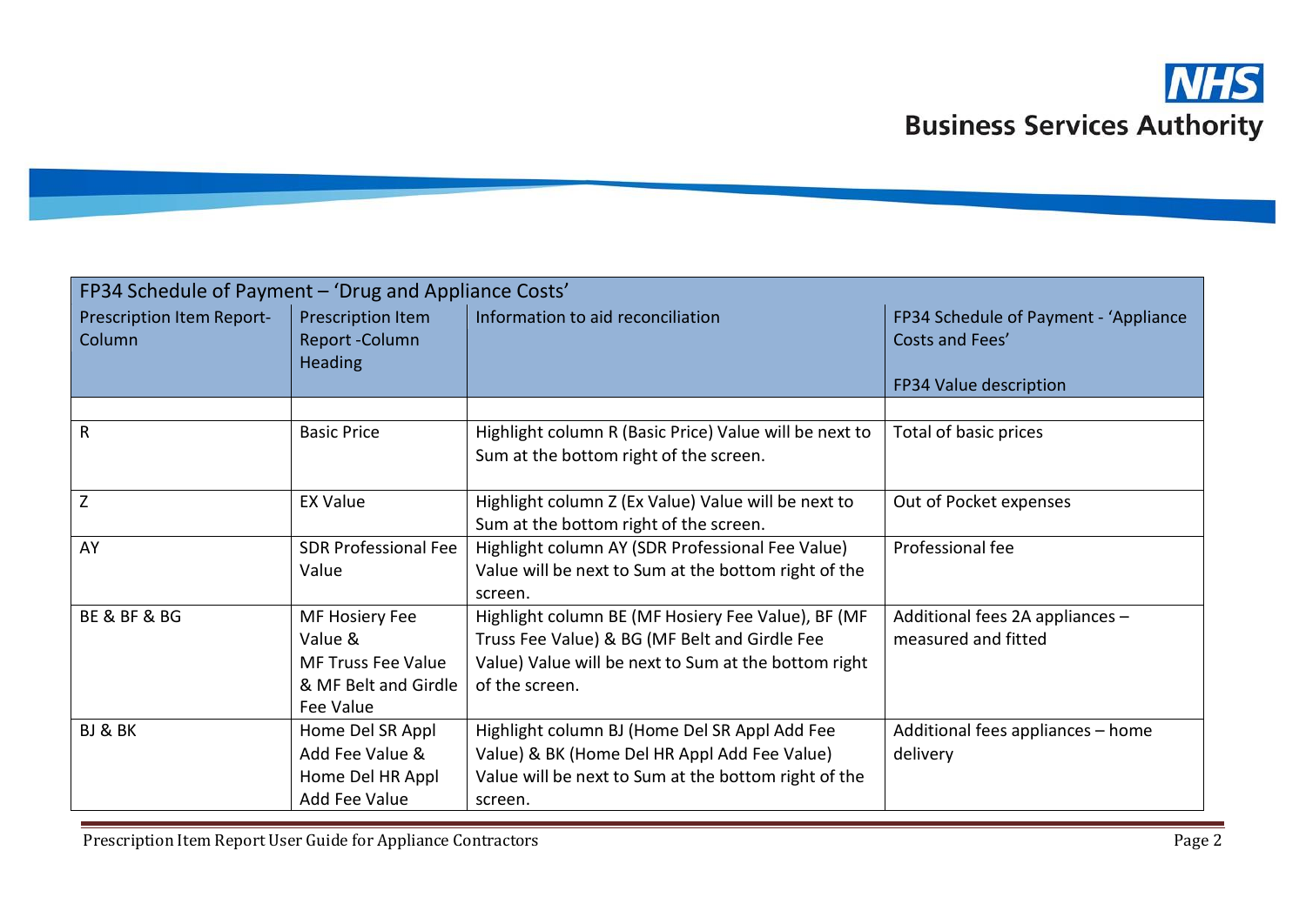| FP34 Schedule of Payment – 'Drug and Appliance Costs' | | | |
|---|---|---|---|
| Prescription Item Report-Column | Prescription Item Report -Column Heading | Information to aid reconciliation | FP34 Schedule of Payment - 'Appliance Costs and Fees'<br><br>FP34 Value description |
| | | | |
| R | Basic Price | Highlight column R (Basic Price) Value will be next to Sum at the bottom right of the screen. | Total of basic prices |
| Z | EX Value | Highlight column Z (Ex Value) Value will be next to Sum at the bottom right of the screen. | Out of Pocket expenses |
| AY | SDR Professional Fee Value | Highlight column AY (SDR Professional Fee Value) Value will be next to Sum at the bottom right of the screen. | Professional fee |
| BE & BF & BG | MF Hosiery Fee Value & MF Truss Fee Value & MF Belt and Girdle Fee Value | Highlight column BE (MF Hosiery Fee Value), BF (MF Truss Fee Value) & BG (MF Belt and Girdle Fee Value) Value will be next to Sum at the bottom right of the screen. | Additional fees 2A appliances – measured and fitted |
| BJ & BK | Home Del SR Appl Add Fee Value & Home Del HR Appl Add Fee Value | Highlight column BJ (Home Del SR Appl Add Fee Value) & BK (Home Del HR Appl Add Fee Value) Value will be next to Sum at the bottom right of the screen. | Additional fees appliances – home delivery |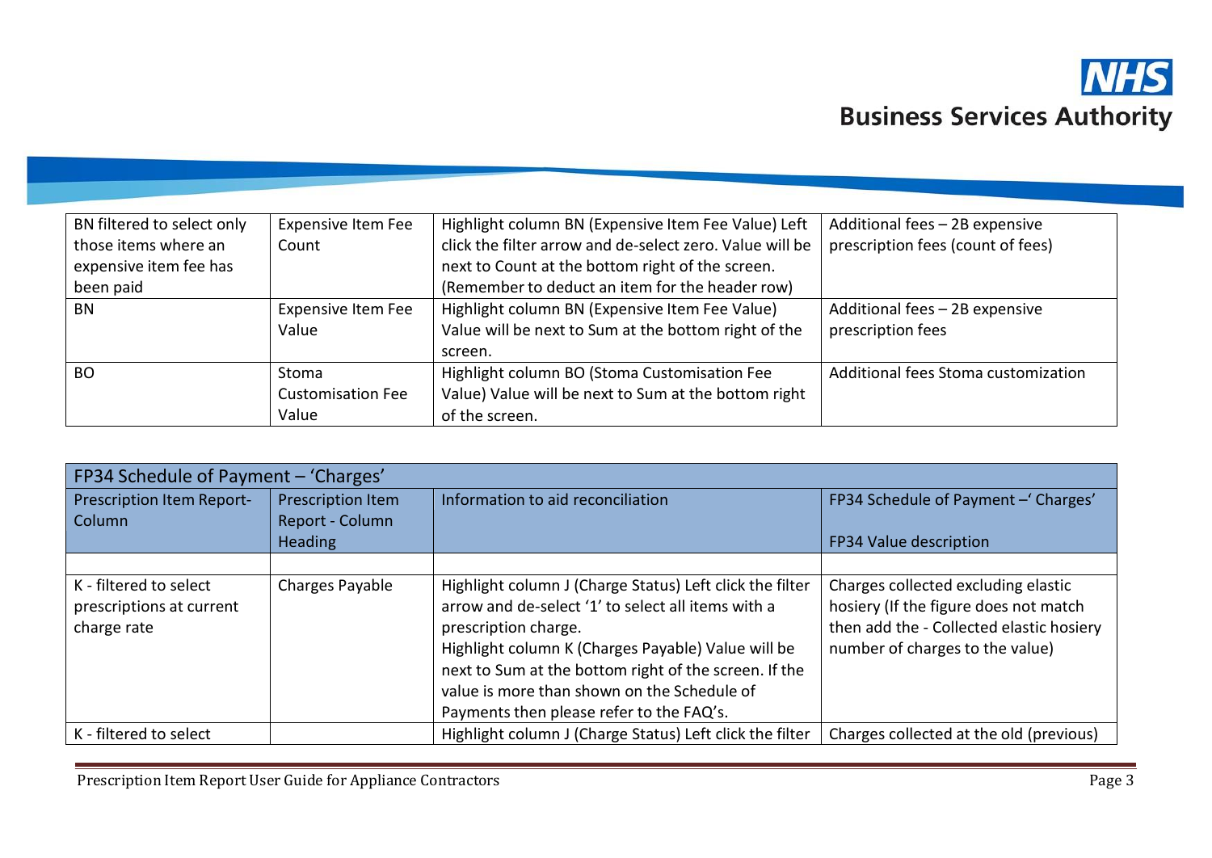| | | | |
|---|---|---|---|
| BN filtered to select only those items where an expensive item fee has been paid | Expensive Item Fee Count | Highlight column BN (Expensive Item Fee Value) Left click the filter arrow and de-select zero. Value will be next to Count at the bottom right of the screen. (Remember to deduct an item for the header row) | Additional fees – 2B expensive prescription fees (count of fees) |
| BN | Expensive Item Fee Value | Highlight column BN (Expensive Item Fee Value) Value will be next to Sum at the bottom right of the screen. | Additional fees – 2B expensive prescription fees |
| BO | Stoma Customisation Fee Value | Highlight column BO (Stoma Customisation Fee Value) Value will be next to Sum at the bottom right of the screen. | Additional fees Stoma customization |

| FP34 Schedule of Payment – 'Charges' | | | |
|---|---|---|---|
| Prescription Item Report-Column | Prescription Item Report - Column Heading | Information to aid reconciliation | FP34 Schedule of Payment –' Charges'<br><br>FP34 Value description |
| | | | |
| K - filtered to select prescriptions at current charge rate | Charges Payable | Highlight column J (Charge Status) Left click the filter arrow and de-select '1' to select all items with a prescription charge.<br>Highlight column K (Charges Payable) Value will be next to Sum at the bottom right of the screen. If the value is more than shown on the Schedule of Payments then please refer to the FAQ's. | Charges collected excluding elastic hosiery (If the figure does not match then add the - Collected elastic hosiery number of charges to the value) |
| K - filtered to select | | Highlight column J (Charge Status) Left click the filter | Charges collected at the old (previous) |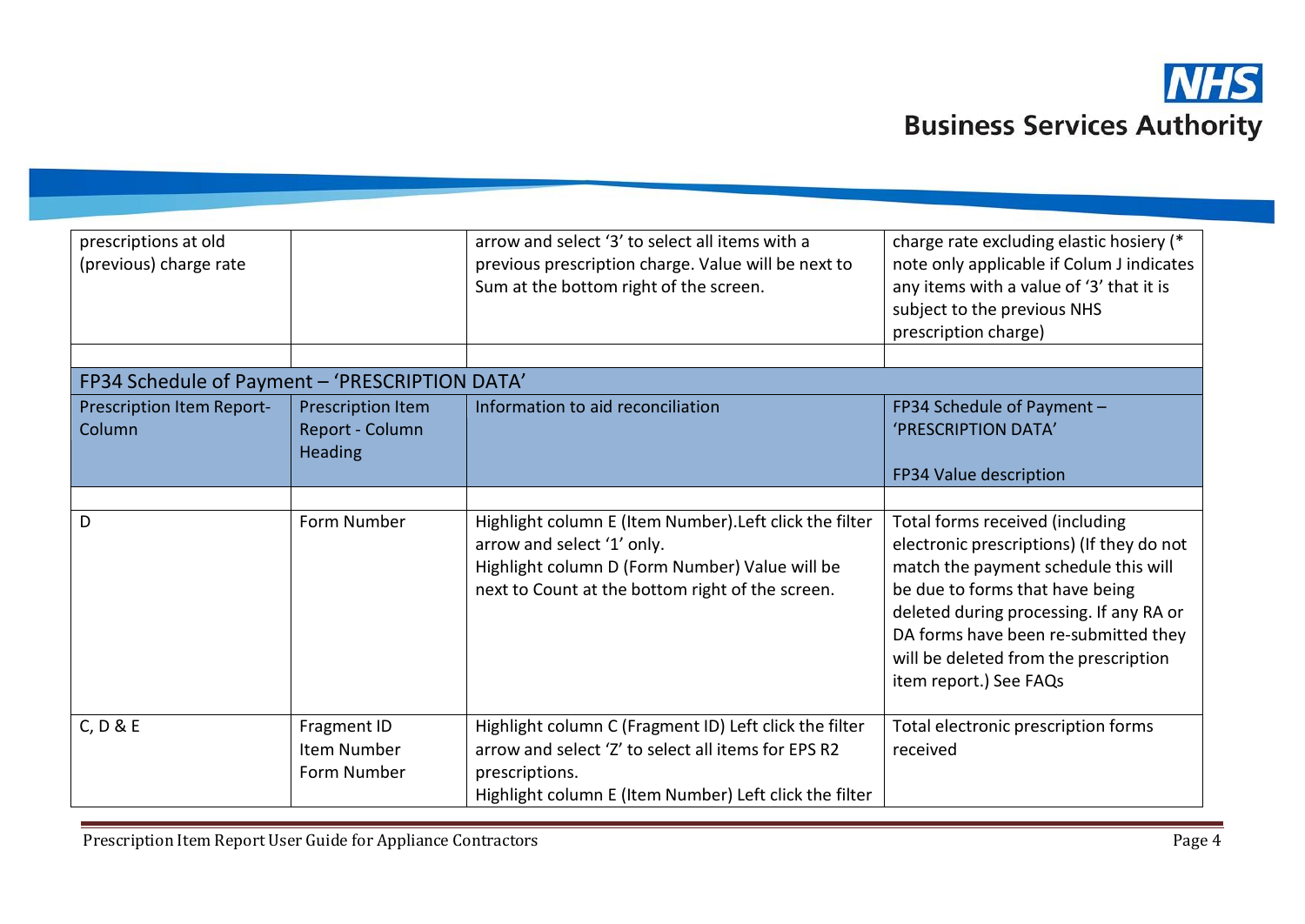| | | | |
|---|---|---|---|
| prescriptions at old (previous) charge rate | | arrow and select '3' to select all items with a previous prescription charge. Value will be next to Sum at the bottom right of the screen. | charge rate excluding elastic hosiery (* note only applicable if Colum J indicates any items with a value of '3' that it is subject to the previous NHS prescription charge) |
| | | | |
| FP34 Schedule of Payment – 'PRESCRIPTION DATA' | | | |
| Prescription Item Report- Column | Prescription Item Report - Column Heading | Information to aid reconciliation | FP34 Schedule of Payment – 'PRESCRIPTION DATA'<br><br>FP34 Value description |
| | | | |
| D | Form Number | Highlight column E (Item Number).Left click the filter arrow and select '1' only.<br>Highlight column D (Form Number) Value will be next to Count at the bottom right of the screen. | Total forms received (including electronic prescriptions) (If they do not match the payment schedule this will be due to forms that have being deleted during processing. If any RA or DA forms have been re-submitted they will be deleted from the prescription item report.) See FAQs |
| C, D & E | Fragment ID<br>Item Number<br>Form Number | Highlight column C (Fragment ID) Left click the filter arrow and select 'Z' to select all items for EPS R2 prescriptions.<br>Highlight column E (Item Number) Left click the filter | Total electronic prescription forms received |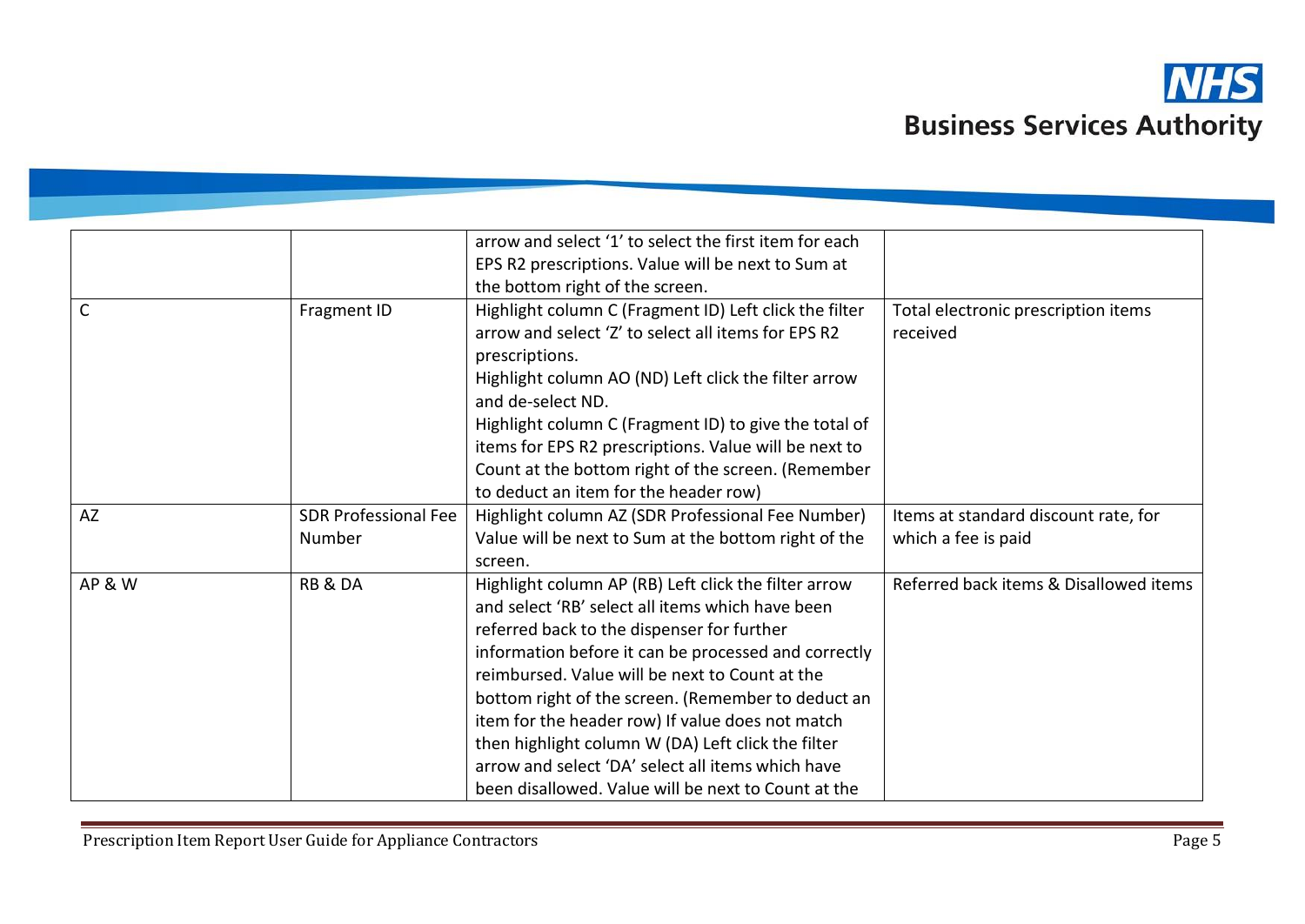| | | | |
|---|---|---|---|
| | | arrow and select '1' to select the first item for each EPS R2 prescriptions. Value will be next to Sum at the bottom right of the screen. | |
| C | Fragment ID | Highlight column C (Fragment ID) Left click the filter arrow and select 'Z' to select all items for EPS R2 prescriptions.<br>Highlight column AO (ND) Left click the filter arrow and de-select ND.<br>Highlight column C (Fragment ID) to give the total of items for EPS R2 prescriptions. Value will be next to Count at the bottom right of the screen. (Remember to deduct an item for the header row) | Total electronic prescription items received |
| AZ | SDR Professional Fee Number | Highlight column AZ (SDR Professional Fee Number) Value will be next to Sum at the bottom right of the screen. | Items at standard discount rate, for which a fee is paid |
| AP & W | RB & DA | Highlight column AP (RB) Left click the filter arrow and select 'RB' select all items which have been referred back to the dispenser for further information before it can be processed and correctly reimbursed. Value will be next to Count at the bottom right of the screen. (Remember to deduct an item for the header row) If value does not match then highlight column W (DA) Left click the filter arrow and select 'DA' select all items which have been disallowed. Value will be next to Count at the | Referred back items & Disallowed items |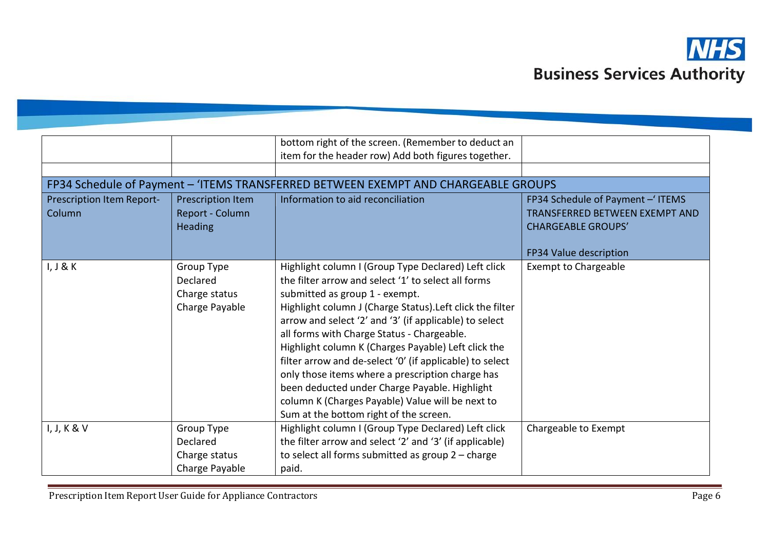| | | bottom right of the screen. (Remember to deduct an item for the header row) Add both figures together. | |
|---|---|---|---|
| | | | |

## FP34 Schedule of Payment – 'ITEMS TRANSFERRED BETWEEN EXEMPT AND CHARGEABLE GROUPS

| Prescription Item Report- Column | Prescription Item Report - Column Heading | Information to aid reconciliation | FP34 Schedule of Payment –' ITEMS TRANSFERRED BETWEEN EXEMPT AND CHARGEABLE GROUPS'<br><br>FP34 Value description |
|---|---|---|---|
| I, J & K | Group Type Declared<br>Charge status<br>Charge Payable | Highlight column I (Group Type Declared) Left click the filter arrow and select '1' to select all forms submitted as group 1 - exempt.<br>Highlight column J (Charge Status).Left click the filter arrow and select '2' and '3' (if applicable) to select all forms with Charge Status - Chargeable.<br>Highlight column K (Charges Payable) Left click the filter arrow and de-select '0' (if applicable) to select only those items where a prescription charge has been deducted under Charge Payable. Highlight column K (Charges Payable) Value will be next to Sum at the bottom right of the screen. | Exempt to Chargeable |
| I, J, K & V | Group Type Declared<br>Charge status<br>Charge Payable | Highlight column I (Group Type Declared) Left click the filter arrow and select '2' and '3' (if applicable) to select all forms submitted as group 2 – charge paid. | Chargeable to Exempt |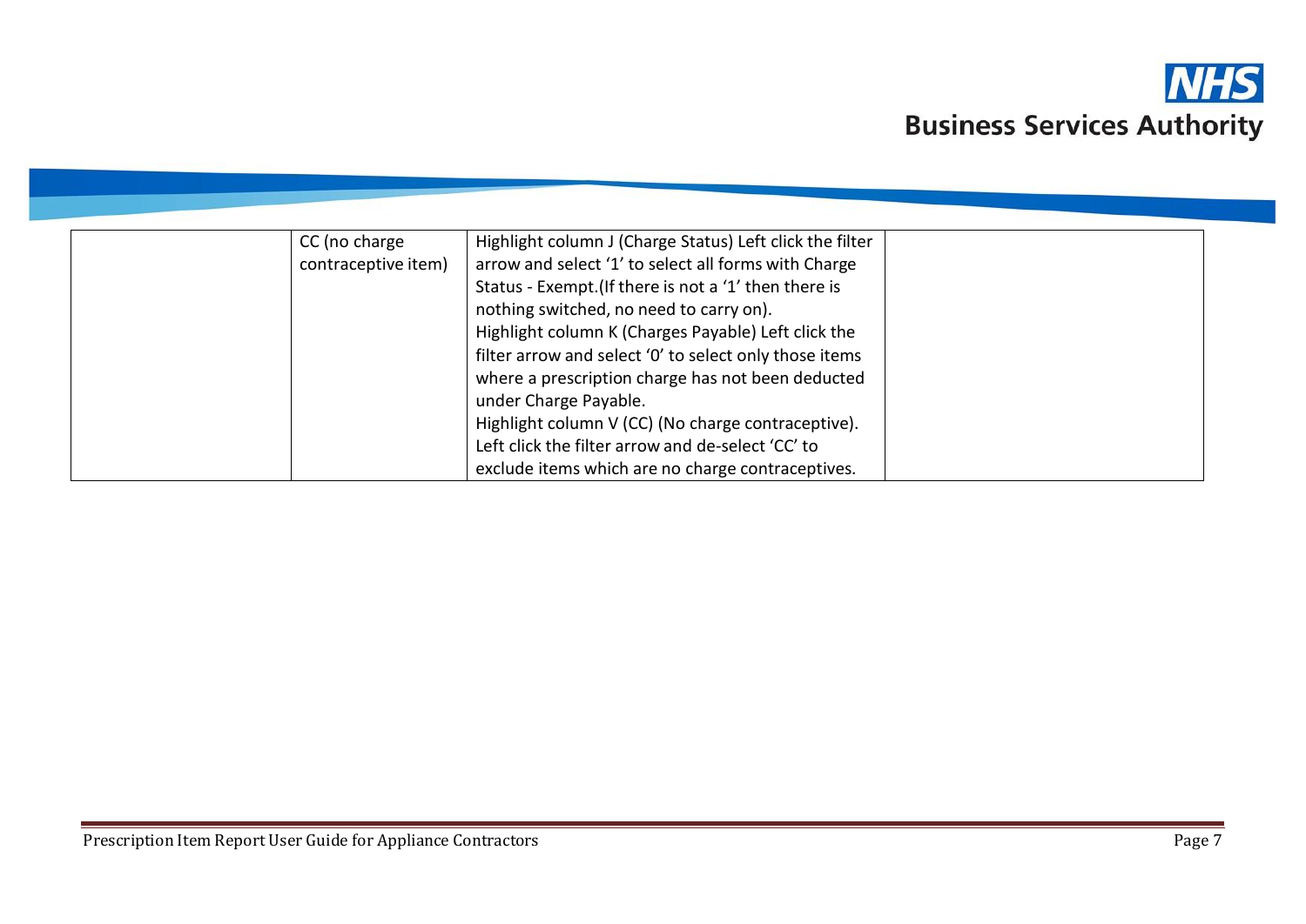| | | | |
|---|---|---|---|
| | CC (no charge contraceptive item) | Highlight column J (Charge Status) Left click the filter arrow and select '1' to select all forms with Charge Status - Exempt.(If there is not a '1' then there is nothing switched, no need to carry on).<br>Highlight column K (Charges Payable) Left click the filter arrow and select '0' to select only those items where a prescription charge has not been deducted under Charge Payable.<br>Highlight column V (CC) (No charge contraceptive). Left click the filter arrow and de-select 'CC' to exclude items which are no charge contraceptives. | |